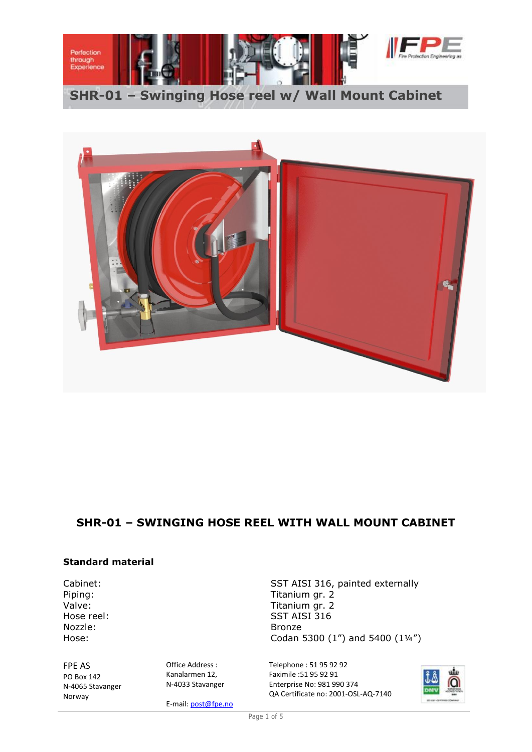# SHR-01 – Swinging Hose reel w/ Wall Mount Cabinet

## SHR-01 – SWINGING HOSE REEL WITH WALL MOUNT CABINET

### Standard material

| | |
|---|---|
| Cabinet: | SST AISI 316, painted externally |
| Piping: | Titanium gr. 2 |
| Valve: | Titanium gr. 2 |
| Hose reel: | SST AISI 316 |
| Nozzle: | Bronze |
| Hose: | Codan 5300 (1”) and 5400 (1¼”) |

FPE AS
PO Box 142
N-4065 Stavanger
Norway

Office Address :
Kanalarmen 12,
N-4033 Stavanger

E-mail: post@fpe.no

Telephone : 51 95 92 92
Faximile :51 95 92 91
Enterprise No: 981 990 374
QA Certificate no: 2001-OSL-AQ-7140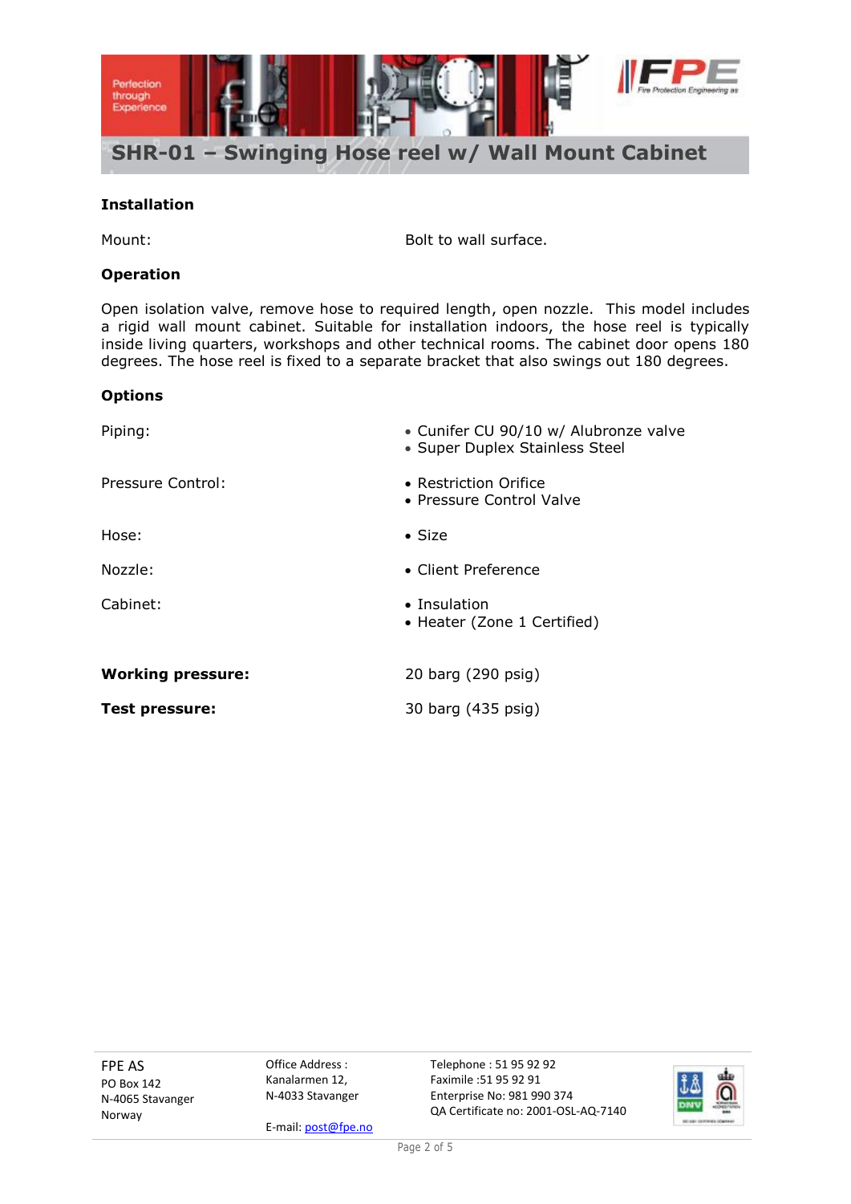# SHR-01 – Swinging Hose reel w/ Wall Mount Cabinet

**Installation**

| | |
|---|---|
| Mount: | Bolt to wall surface. |

**Operation**

Open isolation valve, remove hose to required length, open nozzle. This model includes a rigid wall mount cabinet. Suitable for installation indoors, the hose reel is typically inside living quarters, workshops and other technical rooms. The cabinet door opens 180 degrees. The hose reel is fixed to a separate bracket that also swings out 180 degrees.

**Options**

| | |
|---|---|
| Piping: | • Cunifer CU 90/10 w/ Alubronze valve<br>• Super Duplex Stainless Steel |
| Pressure Control: | • Restriction Orifice<br>• Pressure Control Valve |
| Hose: | • Size |
| Nozzle: | • Client Preference |
| Cabinet: | • Insulation<br>• Heater (Zone 1 Certified) |

| | |
|---|---|
| **Working pressure:** | 20 barg (290 psig) |
| **Test pressure:** | 30 barg (435 psig) |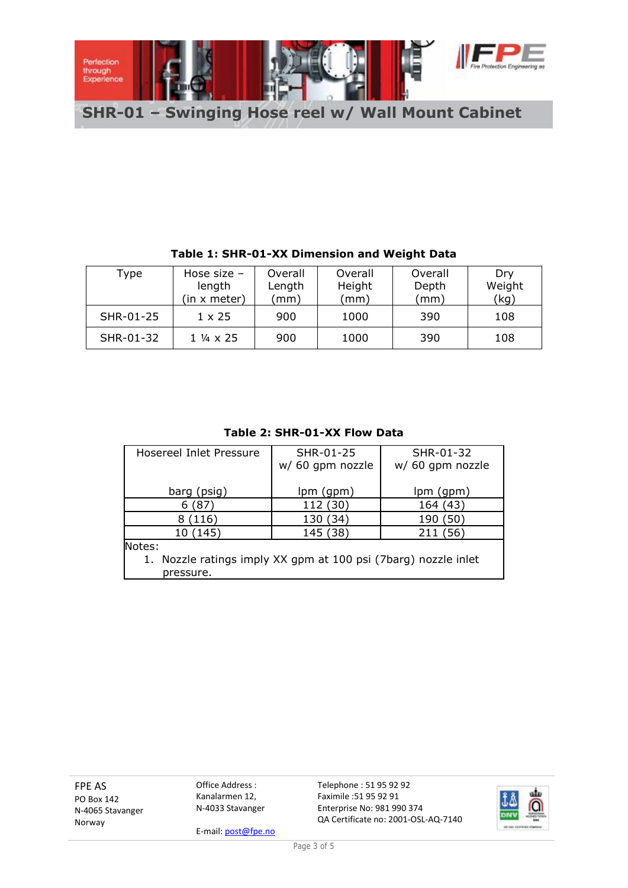# SHR-01 – Swinging Hose reel w/ Wall Mount Cabinet

**Table 1: SHR-01-XX Dimension and Weight Data**

| Type | Hose size – length (in x meter) | Overall Length (mm) | Overall Height (mm) | Overall Depth (mm) | Dry Weight (kg) |
|---|---|---|---|---|---|
| SHR-01-25 | 1 x 25 | 900 | 1000 | 390 | 108 |
| SHR-01-32 | 1 ¼ x 25 | 900 | 1000 | 390 | 108 |

**Table 2: SHR-01-XX Flow Data**

| Hosereel Inlet Pressure<br>barg (psig) | SHR-01-25 w/ 60 gpm nozzle<br>lpm (gpm) | SHR-01-32 w/ 60 gpm nozzle<br>lpm (gpm) |
|---|---|---|
| 6 (87) | 112 (30) | 164 (43) |
| 8 (116) | 130 (34) | 190 (50) |
| 10 (145) | 145 (38) | 211 (56) |

Notes:

1. Nozzle ratings imply XX gpm at 100 psi (7barg) nozzle inlet pressure.

FPE AS
PO Box 142
N-4065 Stavanger
Norway

Office Address :
Kanalarmen 12,
N-4033 Stavanger

E-mail: post@fpe.no

Telephone : 51 95 92 92
Faximile :51 95 92 91
Enterprise No: 981 990 374
QA Certificate no: 2001-OSL-AQ-7140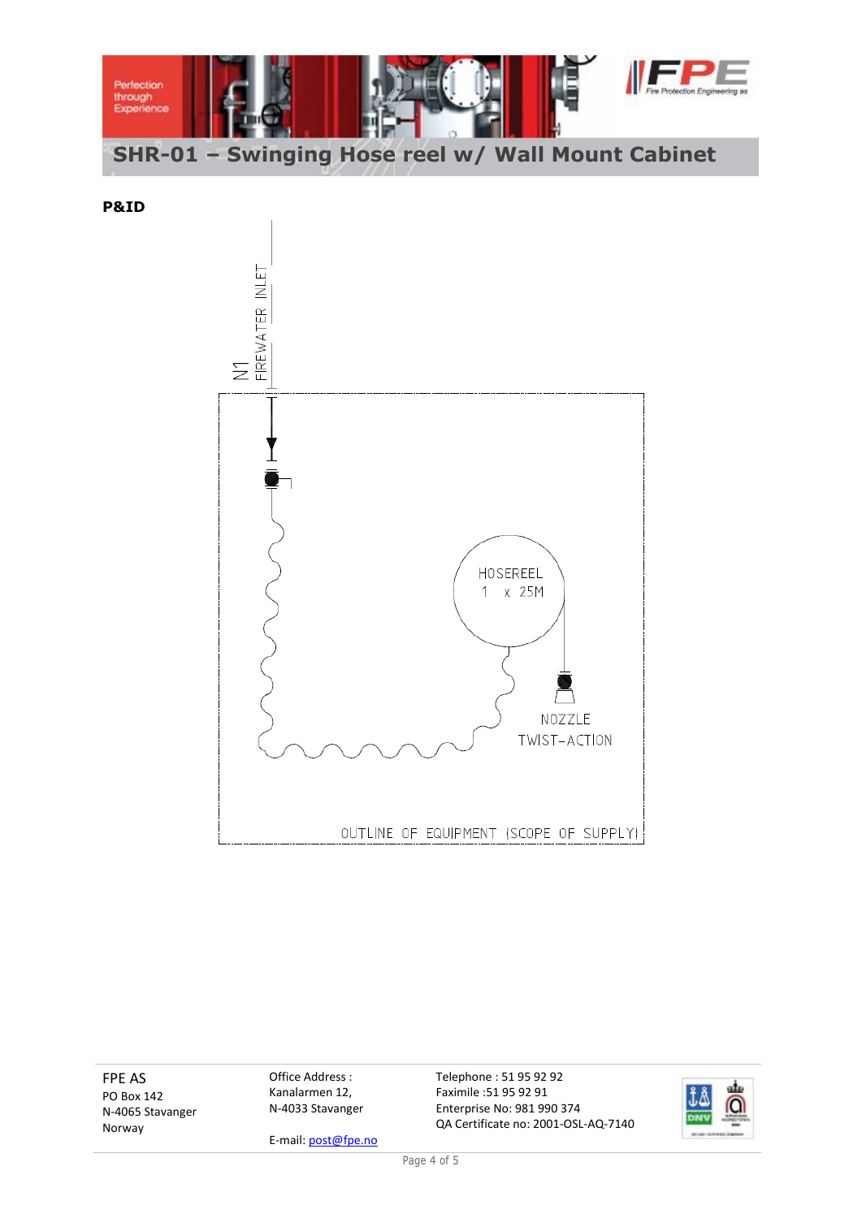# SHR-01 – Swinging Hose reel w/ Wall Mount Cabinet

**P&ID**

N1 FIREWATER INLET

HOSEREEL
1 x 25M

NOZZLE
TWIST-ACTION

OUTLINE OF EQUIPMENT (SCOPE OF SUPPLY)

FPE AS
PO Box 142
N-4065 Stavanger
Norway

Office Address :
Kanalarmen 12,
N-4033 Stavanger

E-mail: post@fpe.no

Telephone : 51 95 92 92
Faximile :51 95 92 91
Enterprise No: 981 990 374
QA Certificate no: 2001-OSL-AQ-7140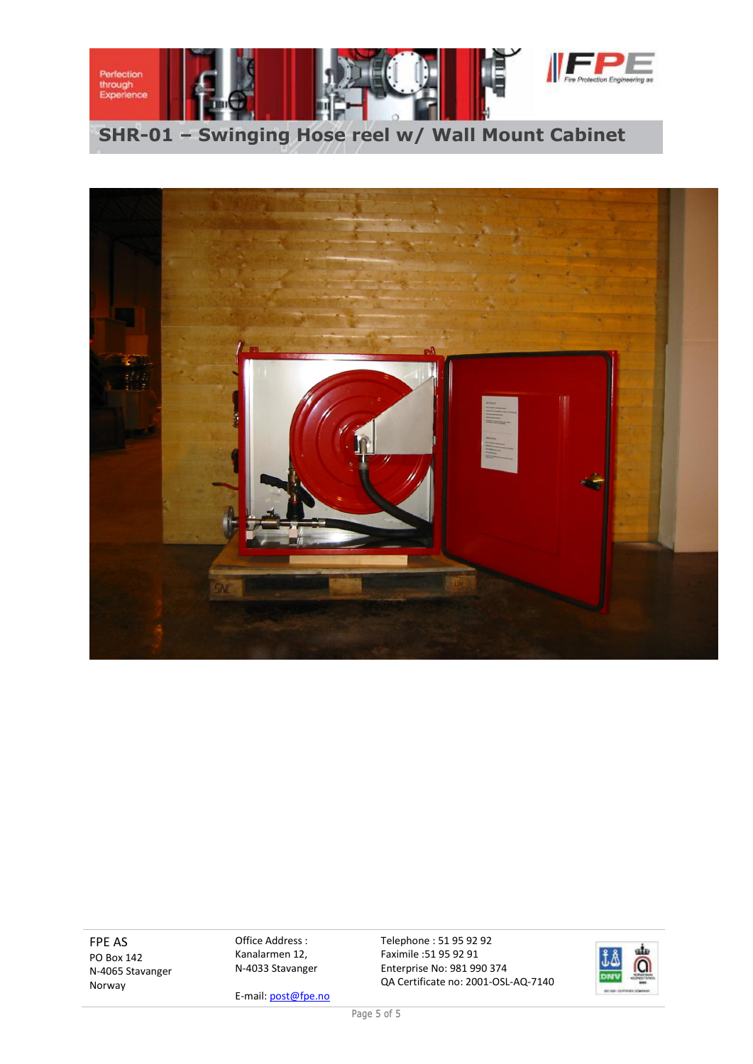# SHR-01 – Swinging Hose reel w/ Wall Mount Cabinet

FPE AS
PO Box 142
N-4065 Stavanger
Norway

Office Address :
Kanalarmen 12,
N-4033 Stavanger

E-mail: post@fpe.no

Telephone : 51 95 92 92
Faximile :51 95 92 91
Enterprise No: 981 990 374
QA Certificate no: 2001-OSL-AQ-7140